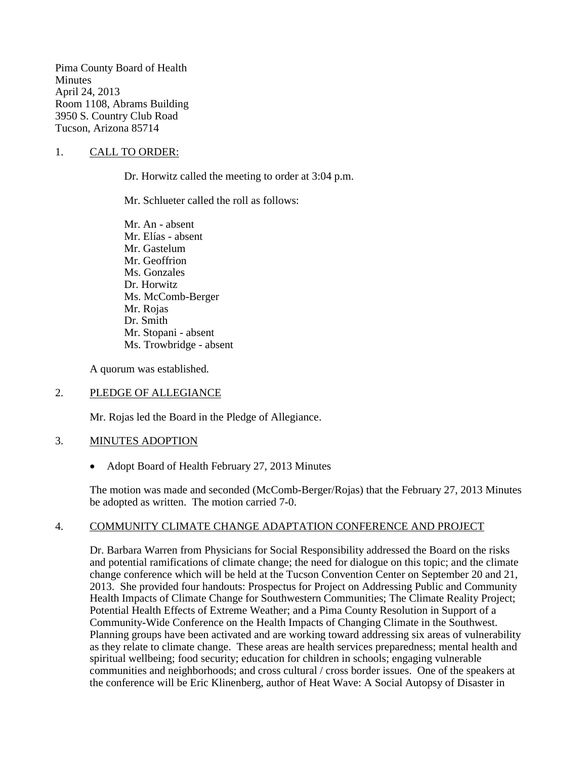Pima County Board of Health
Minutes
April 24, 2013
Room 1108, Abrams Building
3950 S. Country Club Road
Tucson, Arizona 85714

## 1. CALL TO ORDER:

Dr. Horwitz called the meeting to order at 3:04 p.m.

Mr. Schlueter called the roll as follows:

Mr. An - absent
Mr. Elías - absent
Mr. Gastelum
Mr. Geoffrion
Ms. Gonzales
Dr. Horwitz
Ms. McComb-Berger
Mr. Rojas
Dr. Smith
Mr. Stopani - absent
Ms. Trowbridge - absent

A quorum was established.

## 2. PLEDGE OF ALLEGIANCE

Mr. Rojas led the Board in the Pledge of Allegiance.

## 3. MINUTES ADOPTION

- Adopt Board of Health February 27, 2013 Minutes

The motion was made and seconded (McComb-Berger/Rojas) that the February 27, 2013 Minutes be adopted as written. The motion carried 7-0.

## 4. COMMUNITY CLIMATE CHANGE ADAPTATION CONFERENCE AND PROJECT

Dr. Barbara Warren from Physicians for Social Responsibility addressed the Board on the risks and potential ramifications of climate change; the need for dialogue on this topic; and the climate change conference which will be held at the Tucson Convention Center on September 20 and 21, 2013. She provided four handouts: Prospectus for Project on Addressing Public and Community Health Impacts of Climate Change for Southwestern Communities; The Climate Reality Project; Potential Health Effects of Extreme Weather; and a Pima County Resolution in Support of a Community-Wide Conference on the Health Impacts of Changing Climate in the Southwest. Planning groups have been activated and are working toward addressing six areas of vulnerability as they relate to climate change. These areas are health services preparedness; mental health and spiritual wellbeing; food security; education for children in schools; engaging vulnerable communities and neighborhoods; and cross cultural / cross border issues. One of the speakers at the conference will be Eric Klinenberg, author of Heat Wave: A Social Autopsy of Disaster in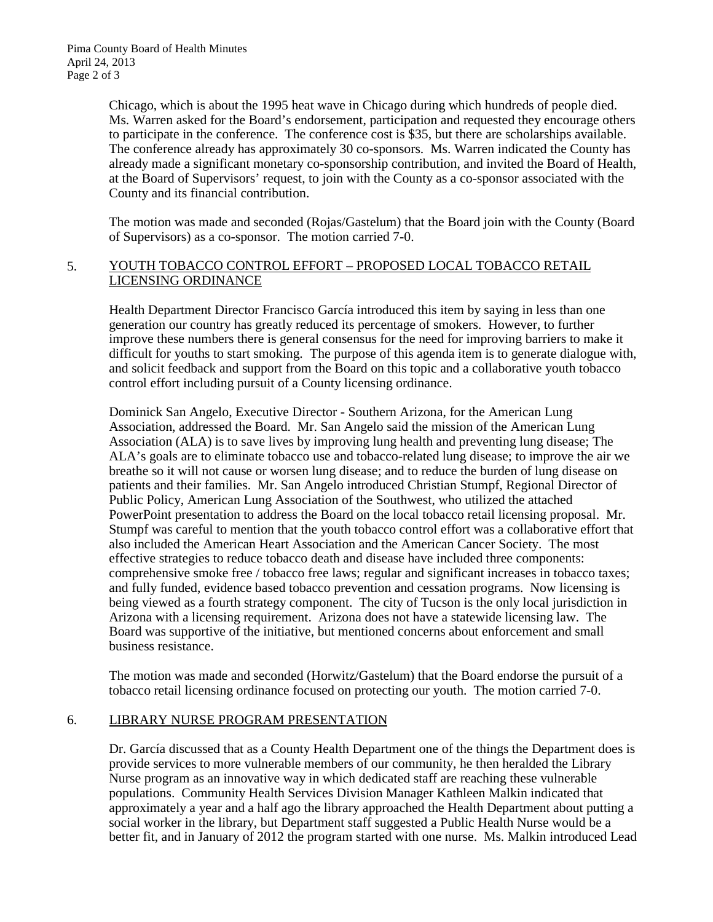Chicago, which is about the 1995 heat wave in Chicago during which hundreds of people died. Ms. Warren asked for the Board's endorsement, participation and requested they encourage others to participate in the conference. The conference cost is $35, but there are scholarships available. The conference already has approximately 30 co-sponsors. Ms. Warren indicated the County has already made a significant monetary co-sponsorship contribution, and invited the Board of Health, at the Board of Supervisors' request, to join with the County as a co-sponsor associated with the County and its financial contribution.

The motion was made and seconded (Rojas/Gastelum) that the Board join with the County (Board of Supervisors) as a co-sponsor. The motion carried 7-0.

5. YOUTH TOBACCO CONTROL EFFORT – PROPOSED LOCAL TOBACCO RETAIL LICENSING ORDINANCE

Health Department Director Francisco García introduced this item by saying in less than one generation our country has greatly reduced its percentage of smokers. However, to further improve these numbers there is general consensus for the need for improving barriers to make it difficult for youths to start smoking. The purpose of this agenda item is to generate dialogue with, and solicit feedback and support from the Board on this topic and a collaborative youth tobacco control effort including pursuit of a County licensing ordinance.

Dominick San Angelo, Executive Director - Southern Arizona, for the American Lung Association, addressed the Board. Mr. San Angelo said the mission of the American Lung Association (ALA) is to save lives by improving lung health and preventing lung disease; The ALA's goals are to eliminate tobacco use and tobacco-related lung disease; to improve the air we breathe so it will not cause or worsen lung disease; and to reduce the burden of lung disease on patients and their families. Mr. San Angelo introduced Christian Stumpf, Regional Director of Public Policy, American Lung Association of the Southwest, who utilized the attached PowerPoint presentation to address the Board on the local tobacco retail licensing proposal. Mr. Stumpf was careful to mention that the youth tobacco control effort was a collaborative effort that also included the American Heart Association and the American Cancer Society. The most effective strategies to reduce tobacco death and disease have included three components: comprehensive smoke free / tobacco free laws; regular and significant increases in tobacco taxes; and fully funded, evidence based tobacco prevention and cessation programs. Now licensing is being viewed as a fourth strategy component. The city of Tucson is the only local jurisdiction in Arizona with a licensing requirement. Arizona does not have a statewide licensing law. The Board was supportive of the initiative, but mentioned concerns about enforcement and small business resistance.

The motion was made and seconded (Horwitz/Gastelum) that the Board endorse the pursuit of a tobacco retail licensing ordinance focused on protecting our youth. The motion carried 7-0.

6. LIBRARY NURSE PROGRAM PRESENTATION

Dr. García discussed that as a County Health Department one of the things the Department does is provide services to more vulnerable members of our community, he then heralded the Library Nurse program as an innovative way in which dedicated staff are reaching these vulnerable populations. Community Health Services Division Manager Kathleen Malkin indicated that approximately a year and a half ago the library approached the Health Department about putting a social worker in the library, but Department staff suggested a Public Health Nurse would be a better fit, and in January of 2012 the program started with one nurse. Ms. Malkin introduced Lead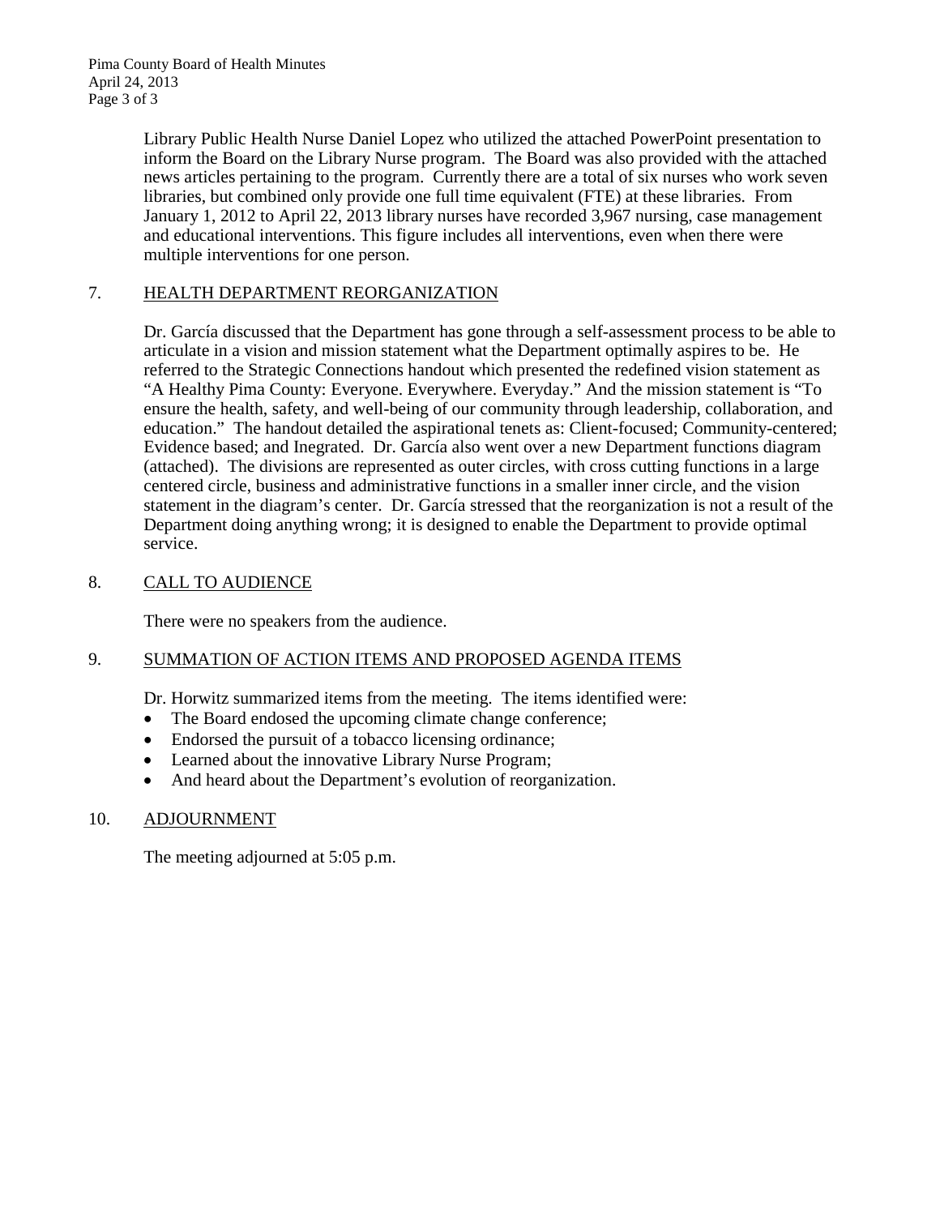Library Public Health Nurse Daniel Lopez who utilized the attached PowerPoint presentation to inform the Board on the Library Nurse program. The Board was also provided with the attached news articles pertaining to the program. Currently there are a total of six nurses who work seven libraries, but combined only provide one full time equivalent (FTE) at these libraries. From January 1, 2012 to April 22, 2013 library nurses have recorded 3,967 nursing, case management and educational interventions. This figure includes all interventions, even when there were multiple interventions for one person.

7. HEALTH DEPARTMENT REORGANIZATION

Dr. García discussed that the Department has gone through a self-assessment process to be able to articulate in a vision and mission statement what the Department optimally aspires to be. He referred to the Strategic Connections handout which presented the redefined vision statement as "A Healthy Pima County: Everyone. Everywhere. Everyday." And the mission statement is "To ensure the health, safety, and well-being of our community through leadership, collaboration, and education." The handout detailed the aspirational tenets as: Client-focused; Community-centered; Evidence based; and Inegrated. Dr. García also went over a new Department functions diagram (attached). The divisions are represented as outer circles, with cross cutting functions in a large centered circle, business and administrative functions in a smaller inner circle, and the vision statement in the diagram's center. Dr. García stressed that the reorganization is not a result of the Department doing anything wrong; it is designed to enable the Department to provide optimal service.

8. CALL TO AUDIENCE

There were no speakers from the audience.

9. SUMMATION OF ACTION ITEMS AND PROPOSED AGENDA ITEMS

Dr. Horwitz summarized items from the meeting. The items identified were:

- The Board endosed the upcoming climate change conference;
- Endorsed the pursuit of a tobacco licensing ordinance;
- Learned about the innovative Library Nurse Program;
- And heard about the Department's evolution of reorganization.

10. ADJOURNMENT

The meeting adjourned at 5:05 p.m.